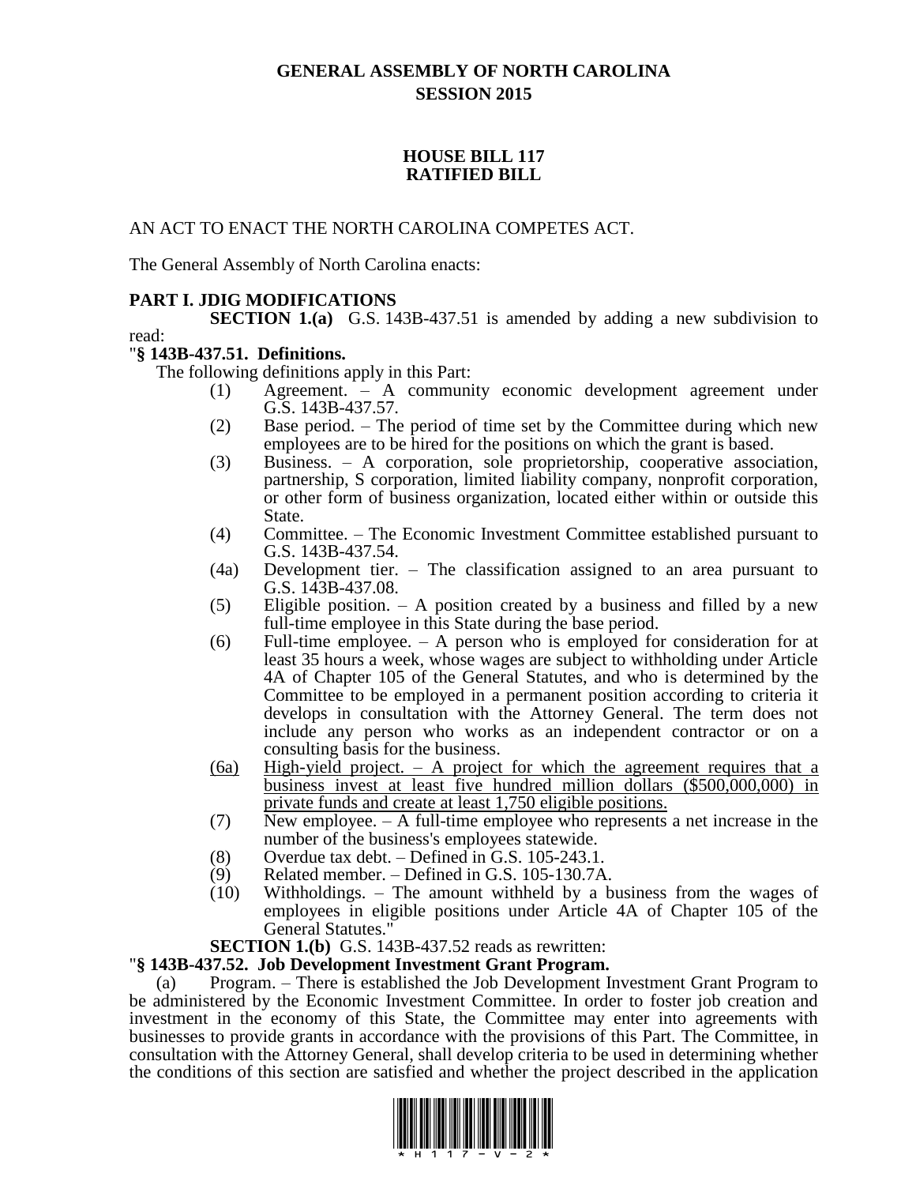# GENERAL ASSEMBLY OF NORTH CAROLINA
## SESSION 2015

## HOUSE BILL 117
## RATIFIED BILL

AN ACT TO ENACT THE NORTH CAROLINA COMPETES ACT.

The General Assembly of North Carolina enacts:

### PART I. JDIG MODIFICATIONS

**SECTION 1.(a)** G.S. 143B-437.51 is amended by adding a new subdivision to read:

"**§ 143B-437.51. Definitions.**

The following definitions apply in this Part:

(1) Agreement. – A community economic development agreement under G.S. 143B-437.57.

(2) Base period. – The period of time set by the Committee during which new employees are to be hired for the positions on which the grant is based.

(3) Business. – A corporation, sole proprietorship, cooperative association, partnership, S corporation, limited liability company, nonprofit corporation, or other form of business organization, located either within or outside this State.

(4) Committee. – The Economic Investment Committee established pursuant to G.S. 143B-437.54.

(4a) Development tier. – The classification assigned to an area pursuant to G.S. 143B-437.08.

(5) Eligible position. – A position created by a business and filled by a new full-time employee in this State during the base period.

(6) Full-time employee. – A person who is employed for consideration for at least 35 hours a week, whose wages are subject to withholding under Article 4A of Chapter 105 of the General Statutes, and who is determined by the Committee to be employed in a permanent position according to criteria it develops in consultation with the Attorney General. The term does not include any person who works as an independent contractor or on a consulting basis for the business.

<u>(6a) High-yield project. – A project for which the agreement requires that a business invest at least five hundred million dollars ($500,000,000) in private funds and create at least 1,750 eligible positions.</u>

(7) New employee. – A full-time employee who represents a net increase in the number of the business's employees statewide.

(8) Overdue tax debt. – Defined in G.S. 105-243.1.

(9) Related member. – Defined in G.S. 105-130.7A.

(10) Withholdings. – The amount withheld by a business from the wages of employees in eligible positions under Article 4A of Chapter 105 of the General Statutes."

**SECTION 1.(b)** G.S. 143B-437.52 reads as rewritten:

"**§ 143B-437.52. Job Development Investment Grant Program.**

(a) Program. – There is established the Job Development Investment Grant Program to be administered by the Economic Investment Committee. In order to foster job creation and investment in the economy of this State, the Committee may enter into agreements with businesses to provide grants in accordance with the provisions of this Part. The Committee, in consultation with the Attorney General, shall develop criteria to be used in determining whether the conditions of this section are satisfied and whether the project described in the application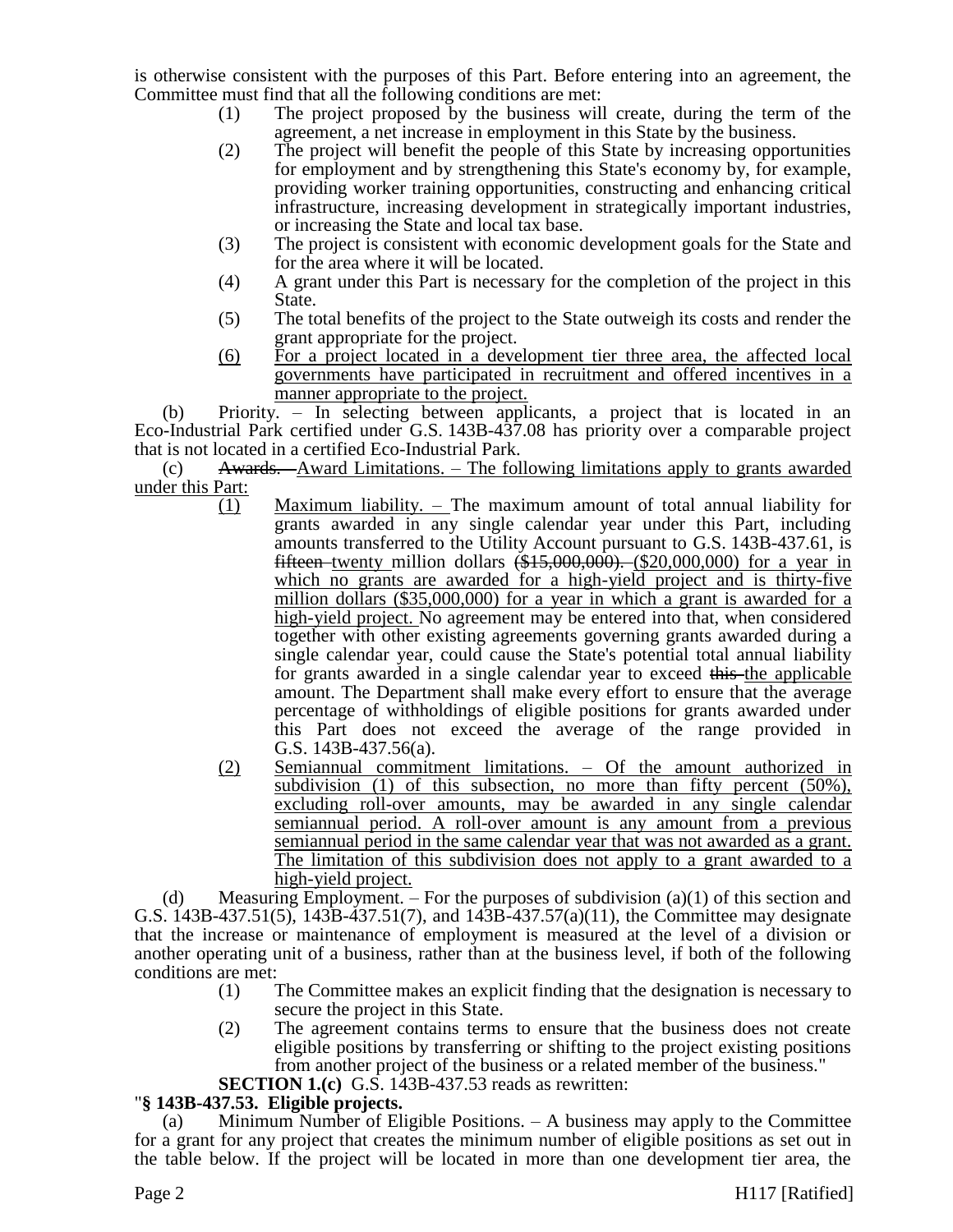is otherwise consistent with the purposes of this Part. Before entering into an agreement, the Committee must find that all the following conditions are met:

(1) The project proposed by the business will create, during the term of the agreement, a net increase in employment in this State by the business.

(2) The project will benefit the people of this State by increasing opportunities for employment and by strengthening this State's economy by, for example, providing worker training opportunities, constructing and enhancing critical infrastructure, increasing development in strategically important industries, or increasing the State and local tax base.

(3) The project is consistent with economic development goals for the State and for the area where it will be located.

(4) A grant under this Part is necessary for the completion of the project in this State.

(5) The total benefits of the project to the State outweigh its costs and render the grant appropriate for the project.

(6) For a project located in a development tier three area, the affected local governments have participated in recruitment and offered incentives in a manner appropriate to the project.

(b) Priority. – In selecting between applicants, a project that is located in an Eco-Industrial Park certified under G.S. 143B-437.08 has priority over a comparable project that is not located in a certified Eco-Industrial Park.

(c) ~~Awards.~~ Award Limitations. – The following limitations apply to grants awarded under this Part:

(1) Maximum liability. – The maximum amount of total annual liability for grants awarded in any single calendar year under this Part, including amounts transferred to the Utility Account pursuant to G.S. 143B-437.61, is ~~fifteen~~ twenty million dollars ~~($15,000,000).~~ ($20,000,000) for a year in which no grants are awarded for a high-yield project and is thirty-five million dollars ($35,000,000) for a year in which a grant is awarded for a high-yield project. No agreement may be entered into that, when considered together with other existing agreements governing grants awarded during a single calendar year, could cause the State's potential total annual liability for grants awarded in a single calendar year to exceed ~~this~~ the applicable amount. The Department shall make every effort to ensure that the average percentage of withholdings of eligible positions for grants awarded under this Part does not exceed the average of the range provided in G.S. 143B-437.56(a).

(2) Semiannual commitment limitations. – Of the amount authorized in subdivision (1) of this subsection, no more than fifty percent (50%), excluding roll-over amounts, may be awarded in any single calendar semiannual period. A roll-over amount is any amount from a previous semiannual period in the same calendar year that was not awarded as a grant. The limitation of this subdivision does not apply to a grant awarded to a high-yield project.

(d) Measuring Employment. – For the purposes of subdivision (a)(1) of this section and G.S. 143B-437.51(5), 143B-437.51(7), and 143B-437.57(a)(11), the Committee may designate that the increase or maintenance of employment is measured at the level of a division or another operating unit of a business, rather than at the business level, if both of the following conditions are met:

(1) The Committee makes an explicit finding that the designation is necessary to secure the project in this State.

(2) The agreement contains terms to ensure that the business does not create eligible positions by transferring or shifting to the project existing positions from another project of the business or a related member of the business."

**SECTION 1.(c)** G.S. 143B-437.53 reads as rewritten:

"**§ 143B-437.53. Eligible projects.**

(a) Minimum Number of Eligible Positions. – A business may apply to the Committee for a grant for any project that creates the minimum number of eligible positions as set out in the table below. If the project will be located in more than one development tier area, the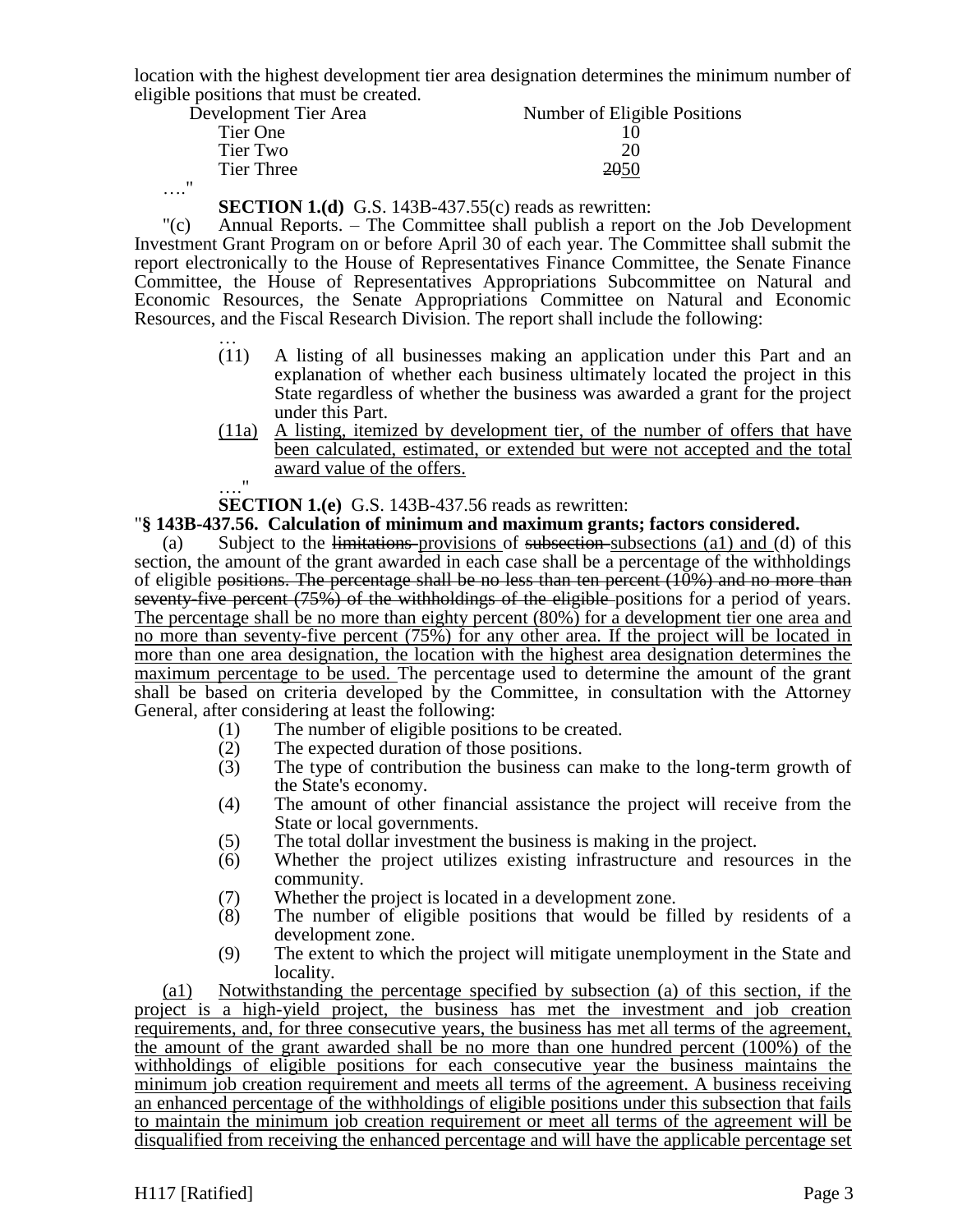location with the highest development tier area designation determines the minimum number of eligible positions that must be created.

| Development Tier Area | Number of Eligible Positions |
|---|---|
| Tier One | 10 |
| Tier Two | 20 |
| Tier Three | ~~20~~50 |

…."

**SECTION 1.(d)** G.S. 143B-437.55(c) reads as rewritten:

"(c) Annual Reports. – The Committee shall publish a report on the Job Development Investment Grant Program on or before April 30 of each year. The Committee shall submit the report electronically to the House of Representatives Finance Committee, the Senate Finance Committee, the House of Representatives Appropriations Subcommittee on Natural and Economic Resources, the Senate Appropriations Committee on Natural and Economic Resources, and the Fiscal Research Division. The report shall include the following:

…

(11) A listing of all businesses making an application under this Part and an explanation of whether each business ultimately located the project in this State regardless of whether the business was awarded a grant for the project under this Part.

(11a) A listing, itemized by development tier, of the number of offers that have been calculated, estimated, or extended but were not accepted and the total award value of the offers.

…."

**SECTION 1.(e)** G.S. 143B-437.56 reads as rewritten:

"**§ 143B-437.56. Calculation of minimum and maximum grants; factors considered.**

(a) Subject to the ~~limitations~~ provisions of ~~subsection~~ subsections (a1) and (d) of this section, the amount of the grant awarded in each case shall be a percentage of the withholdings of eligible ~~positions. The percentage shall be no less than ten percent (10%) and no more than seventy-five percent (75%) of the withholdings of the eligible~~ positions for a period of years. The percentage shall be no more than eighty percent (80%) for a development tier one area and no more than seventy-five percent (75%) for any other area. If the project will be located in more than one area designation, the location with the highest area designation determines the maximum percentage to be used. The percentage used to determine the amount of the grant shall be based on criteria developed by the Committee, in consultation with the Attorney General, after considering at least the following:

(1) The number of eligible positions to be created.
(2) The expected duration of those positions.
(3) The type of contribution the business can make to the long-term growth of the State's economy.
(4) The amount of other financial assistance the project will receive from the State or local governments.
(5) The total dollar investment the business is making in the project.
(6) Whether the project utilizes existing infrastructure and resources in the community.
(7) Whether the project is located in a development zone.
(8) The number of eligible positions that would be filled by residents of a development zone.
(9) The extent to which the project will mitigate unemployment in the State and locality.

(a1) Notwithstanding the percentage specified by subsection (a) of this section, if the project is a high-yield project, the business has met the investment and job creation requirements, and, for three consecutive years, the business has met all terms of the agreement, the amount of the grant awarded shall be no more than one hundred percent (100%) of the withholdings of eligible positions for each consecutive year the business maintains the minimum job creation requirement and meets all terms of the agreement. A business receiving an enhanced percentage of the withholdings of eligible positions under this subsection that fails to maintain the minimum job creation requirement or meet all terms of the agreement will be disqualified from receiving the enhanced percentage and will have the applicable percentage set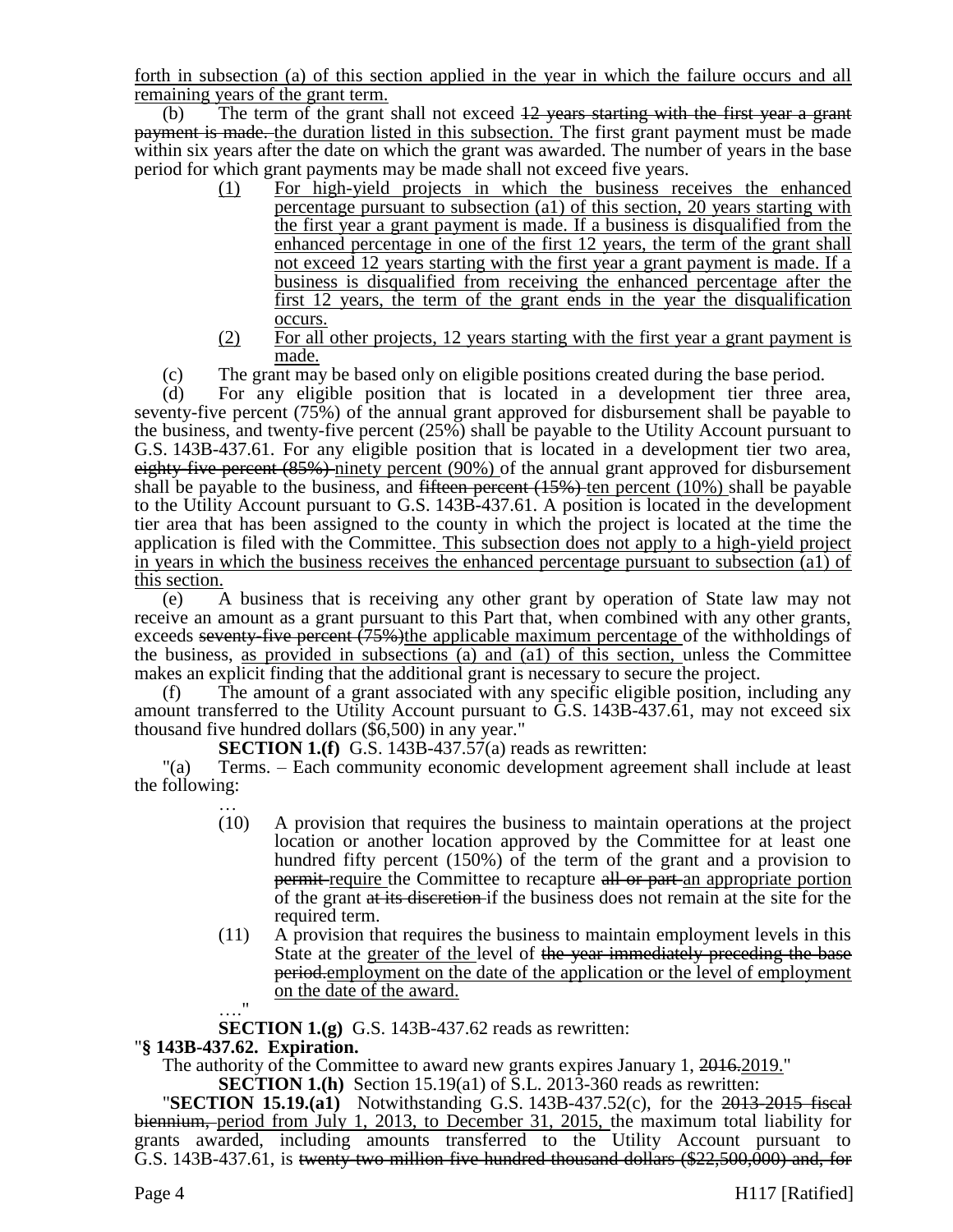forth in subsection (a) of this section applied in the year in which the failure occurs and all remaining years of the grant term.

(b) The term of the grant shall not exceed ~~12 years starting with the first year a grant payment is made.~~ the duration listed in this subsection. The first grant payment must be made within six years after the date on which the grant was awarded. The number of years in the base period for which grant payments may be made shall not exceed five years.

(1) For high-yield projects in which the business receives the enhanced percentage pursuant to subsection (a1) of this section, 20 years starting with the first year a grant payment is made. If a business is disqualified from the enhanced percentage in one of the first 12 years, the term of the grant shall not exceed 12 years starting with the first year a grant payment is made. If a business is disqualified from receiving the enhanced percentage after the first 12 years, the term of the grant ends in the year the disqualification occurs.

(2) For all other projects, 12 years starting with the first year a grant payment is made.

(c) The grant may be based only on eligible positions created during the base period.

(d) For any eligible position that is located in a development tier three area, seventy-five percent (75%) of the annual grant approved for disbursement shall be payable to the business, and twenty-five percent (25%) shall be payable to the Utility Account pursuant to G.S. 143B-437.61. For any eligible position that is located in a development tier two area, ~~eighty-five percent (85%)~~ ninety percent (90%) of the annual grant approved for disbursement shall be payable to the business, and ~~fifteen percent (15%)~~ ten percent (10%) shall be payable to the Utility Account pursuant to G.S. 143B-437.61. A position is located in the development tier area that has been assigned to the county in which the project is located at the time the application is filed with the Committee. This subsection does not apply to a high-yield project in years in which the business receives the enhanced percentage pursuant to subsection (a1) of this section.

(e) A business that is receiving any other grant by operation of State law may not receive an amount as a grant pursuant to this Part that, when combined with any other grants, exceeds ~~seventy-five percent (75%)~~the applicable maximum percentage of the withholdings of the business, as provided in subsections (a) and (a1) of this section, unless the Committee makes an explicit finding that the additional grant is necessary to secure the project.

(f) The amount of a grant associated with any specific eligible position, including any amount transferred to the Utility Account pursuant to G.S. 143B-437.61, may not exceed six thousand five hundred dollars ($6,500) in any year."

**SECTION 1.(f)** G.S. 143B-437.57(a) reads as rewritten:

"(a) Terms. – Each community economic development agreement shall include at least the following:

…

(10) A provision that requires the business to maintain operations at the project location or another location approved by the Committee for at least one hundred fifty percent (150%) of the term of the grant and a provision to ~~permit~~ require the Committee to recapture ~~all or part~~ an appropriate portion of the grant ~~at its discretion~~ if the business does not remain at the site for the required term.

(11) A provision that requires the business to maintain employment levels in this State at the greater of the level of ~~the year immediately preceding the base period.~~employment on the date of the application or the level of employment on the date of the award.

…."

**SECTION 1.(g)** G.S. 143B-437.62 reads as rewritten:

"**§ 143B-437.62. Expiration.**

The authority of the Committee to award new grants expires January 1, ~~2016.~~2019."

**SECTION 1.(h)** Section 15.19(a1) of S.L. 2013-360 reads as rewritten:

"**SECTION 15.19.(a1)** Notwithstanding G.S. 143B-437.52(c), for the ~~2013-2015 fiscal biennium,~~ period from July 1, 2013, to December 31, 2015, the maximum total liability for grants awarded, including amounts transferred to the Utility Account pursuant to G.S. 143B-437.61, is ~~twenty-two million five hundred thousand dollars ($22,500,000) and, for~~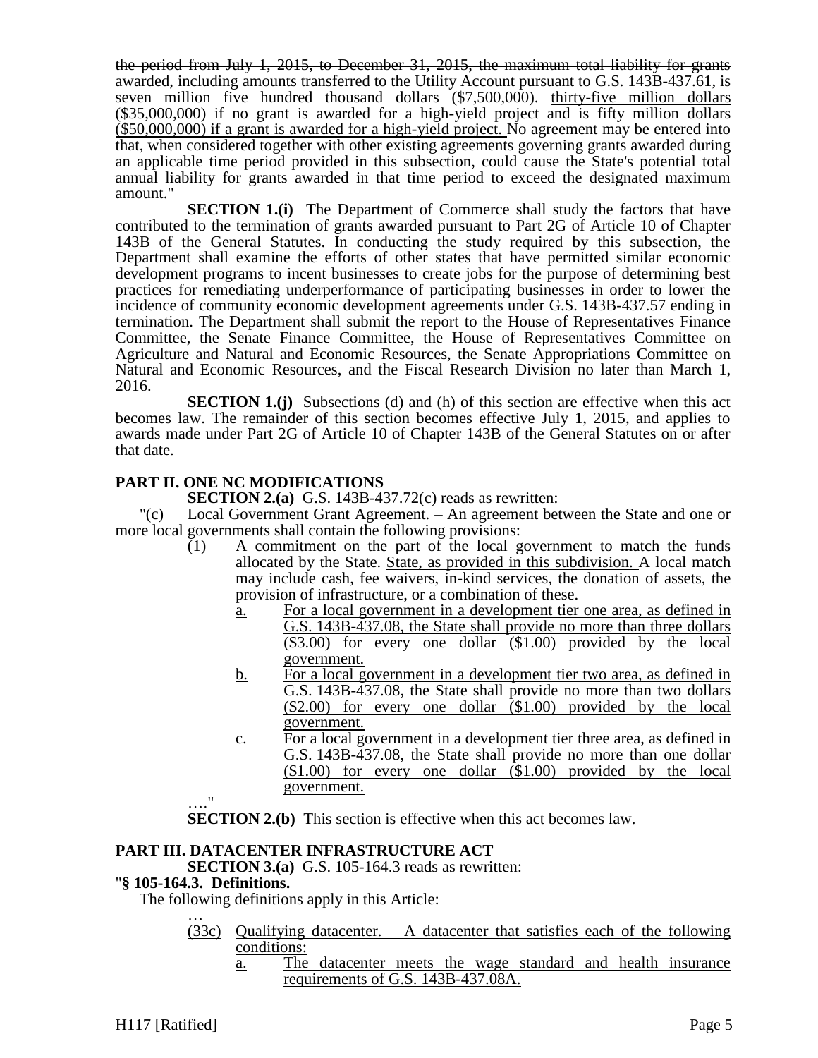~~the period from July 1, 2015, to December 31, 2015, the maximum total liability for grants awarded, including amounts transferred to the Utility Account pursuant to G.S. 143B-437.61, is seven million five hundred thousand dollars ($7,500,000).~~ <u>thirty-five million dollars ($35,000,000) if no grant is awarded for a high-yield project and is fifty million dollars ($50,000,000) if a grant is awarded for a high-yield project.</u> No agreement may be entered into that, when considered together with other existing agreements governing grants awarded during an applicable time period provided in this subsection, could cause the State's potential total annual liability for grants awarded in that time period to exceed the designated maximum amount."

**SECTION 1.(i)** The Department of Commerce shall study the factors that have contributed to the termination of grants awarded pursuant to Part 2G of Article 10 of Chapter 143B of the General Statutes. In conducting the study required by this subsection, the Department shall examine the efforts of other states that have permitted similar economic development programs to incent businesses to create jobs for the purpose of determining best practices for remediating underperformance of participating businesses in order to lower the incidence of community economic development agreements under G.S. 143B-437.57 ending in termination. The Department shall submit the report to the House of Representatives Finance Committee, the Senate Finance Committee, the House of Representatives Committee on Agriculture and Natural and Economic Resources, the Senate Appropriations Committee on Natural and Economic Resources, and the Fiscal Research Division no later than March 1, 2016.

**SECTION 1.(j)** Subsections (d) and (h) of this section are effective when this act becomes law. The remainder of this section becomes effective July 1, 2015, and applies to awards made under Part 2G of Article 10 of Chapter 143B of the General Statutes on or after that date.

## PART II. ONE NC MODIFICATIONS

**SECTION 2.(a)** G.S. 143B-437.72(c) reads as rewritten:

"(c) Local Government Grant Agreement. – An agreement between the State and one or more local governments shall contain the following provisions:

(1) A commitment on the part of the local government to match the funds allocated by the ~~State.~~ <u>State, as provided in this subdivision.</u> A local match may include cash, fee waivers, in-kind services, the donation of assets, the provision of infrastructure, or a combination of these.

<u>a. For a local government in a development tier one area, as defined in G.S. 143B-437.08, the State shall provide no more than three dollars ($3.00) for every one dollar ($1.00) provided by the local government.</u>

<u>b. For a local government in a development tier two area, as defined in G.S. 143B-437.08, the State shall provide no more than two dollars ($2.00) for every one dollar ($1.00) provided by the local government.</u>

<u>c. For a local government in a development tier three area, as defined in G.S. 143B-437.08, the State shall provide no more than one dollar ($1.00) for every one dollar ($1.00) provided by the local government.</u>

…."

**SECTION 2.(b)** This section is effective when this act becomes law.

## PART III. DATACENTER INFRASTRUCTURE ACT

**SECTION 3.(a)** G.S. 105-164.3 reads as rewritten:

"**§ 105-164.3. Definitions.**

The following definitions apply in this Article:

…

<u>(33c) Qualifying datacenter. – A datacenter that satisfies each of the following conditions:</u>

<u>a. The datacenter meets the wage standard and health insurance requirements of G.S. 143B-437.08A.</u>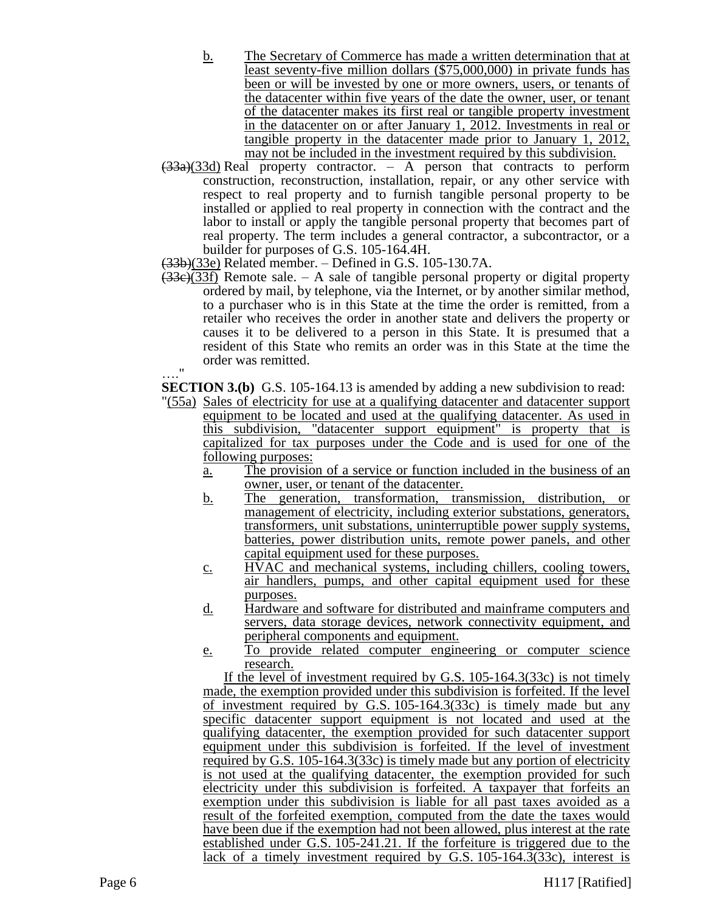b. The Secretary of Commerce has made a written determination that at least seventy-five million dollars ($75,000,000) in private funds has been or will be invested by one or more owners, users, or tenants of the datacenter within five years of the date the owner, user, or tenant of the datacenter makes its first real or tangible property investment in the datacenter on or after January 1, 2012. Investments in real or tangible property in the datacenter made prior to January 1, 2012, may not be included in the investment required by this subdivision.

~~(33a)~~(33d) Real property contractor. – A person that contracts to perform construction, reconstruction, installation, repair, or any other service with respect to real property and to furnish tangible personal property to be installed or applied to real property in connection with the contract and the labor to install or apply the tangible personal property that becomes part of real property. The term includes a general contractor, a subcontractor, or a builder for purposes of G.S. 105-164.4H.

~~(33b)~~(33e) Related member. – Defined in G.S. 105-130.7A.

~~(33c)~~(33f) Remote sale. – A sale of tangible personal property or digital property ordered by mail, by telephone, via the Internet, or by another similar method, to a purchaser who is in this State at the time the order is remitted, from a retailer who receives the order in another state and delivers the property or causes it to be delivered to a person in this State. It is presumed that a resident of this State who remits an order was in this State at the time the order was remitted.

…."

**SECTION 3.(b)** G.S. 105-164.13 is amended by adding a new subdivision to read:

"(55a) Sales of electricity for use at a qualifying datacenter and datacenter support equipment to be located and used at the qualifying datacenter. As used in this subdivision, "datacenter support equipment" is property that is capitalized for tax purposes under the Code and is used for one of the following purposes:

a. The provision of a service or function included in the business of an owner, user, or tenant of the datacenter.

b. The generation, transformation, transmission, distribution, or management of electricity, including exterior substations, generators, transformers, unit substations, uninterruptible power supply systems, batteries, power distribution units, remote power panels, and other capital equipment used for these purposes.

c. HVAC and mechanical systems, including chillers, cooling towers, air handlers, pumps, and other capital equipment used for these purposes.

d. Hardware and software for distributed and mainframe computers and servers, data storage devices, network connectivity equipment, and peripheral components and equipment.

e. To provide related computer engineering or computer science research.

If the level of investment required by G.S. 105-164.3(33c) is not timely made, the exemption provided under this subdivision is forfeited. If the level of investment required by G.S. 105-164.3(33c) is timely made but any specific datacenter support equipment is not located and used at the qualifying datacenter, the exemption provided for such datacenter support equipment under this subdivision is forfeited. If the level of investment required by G.S. 105-164.3(33c) is timely made but any portion of electricity is not used at the qualifying datacenter, the exemption provided for such electricity under this subdivision is forfeited. A taxpayer that forfeits an exemption under this subdivision is liable for all past taxes avoided as a result of the forfeited exemption, computed from the date the taxes would have been due if the exemption had not been allowed, plus interest at the rate established under G.S. 105-241.21. If the forfeiture is triggered due to the lack of a timely investment required by G.S. 105-164.3(33c), interest is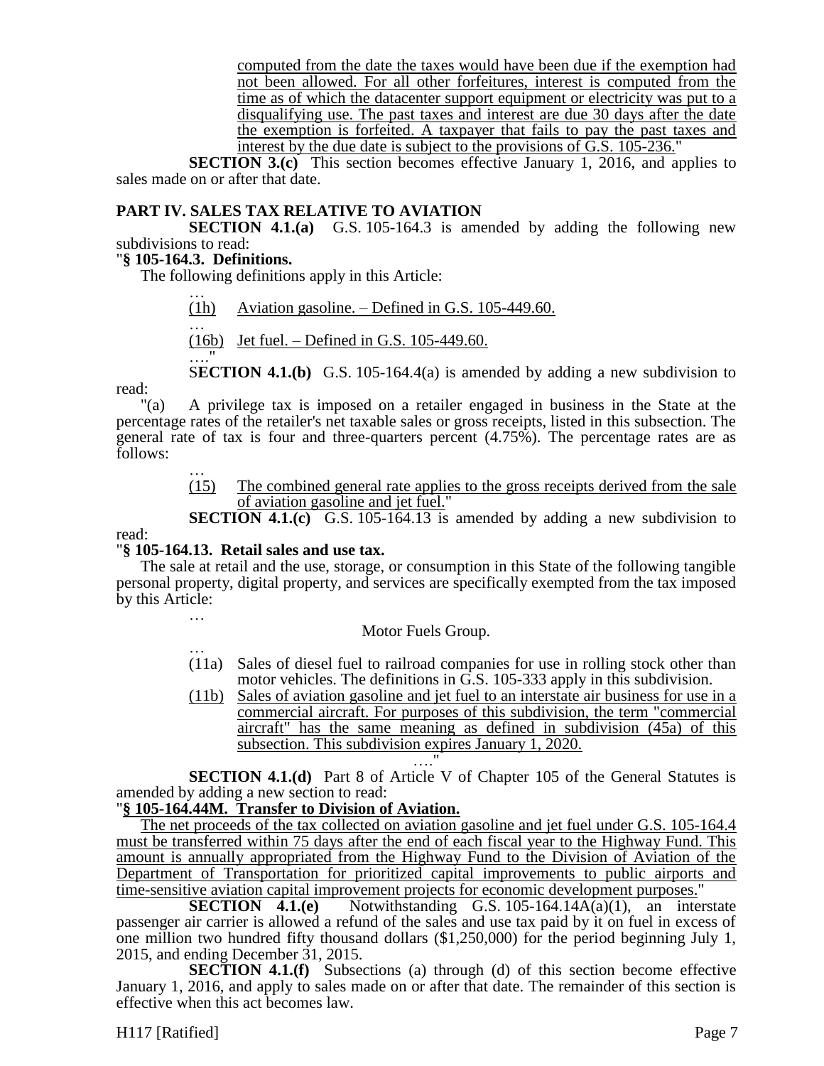computed from the date the taxes would have been due if the exemption had not been allowed. For all other forfeitures, interest is computed from the time as of which the datacenter support equipment or electricity was put to a disqualifying use. The past taxes and interest are due 30 days after the date the exemption is forfeited. A taxpayer that fails to pay the past taxes and interest by the due date is subject to the provisions of G.S. 105-236."

**SECTION 3.(c)** This section becomes effective January 1, 2016, and applies to sales made on or after that date.

**PART IV. SALES TAX RELATIVE TO AVIATION**

**SECTION 4.1.(a)** G.S. 105-164.3 is amended by adding the following new subdivisions to read:

"**§ 105-164.3. Definitions.**

The following definitions apply in this Article:

…

(1h) Aviation gasoline. – Defined in G.S. 105-449.60.

…

(16b) Jet fuel. – Defined in G.S. 105-449.60.

…."

**SECTION 4.1.(b)** G.S. 105-164.4(a) is amended by adding a new subdivision to read:

"(a) A privilege tax is imposed on a retailer engaged in business in the State at the percentage rates of the retailer's net taxable sales or gross receipts, listed in this subsection. The general rate of tax is four and three-quarters percent (4.75%). The percentage rates are as follows:

…

(15) The combined general rate applies to the gross receipts derived from the sale of aviation gasoline and jet fuel."

**SECTION 4.1.(c)** G.S. 105-164.13 is amended by adding a new subdivision to read:

"**§ 105-164.13. Retail sales and use tax.**

The sale at retail and the use, storage, or consumption in this State of the following tangible personal property, digital property, and services are specifically exempted from the tax imposed by this Article:

…

Motor Fuels Group.

…

(11a) Sales of diesel fuel to railroad companies for use in rolling stock other than motor vehicles. The definitions in G.S. 105-333 apply in this subdivision.

(11b) Sales of aviation gasoline and jet fuel to an interstate air business for use in a commercial aircraft. For purposes of this subdivision, the term "commercial aircraft" has the same meaning as defined in subdivision (45a) of this subsection. This subdivision expires January 1, 2020.

…."

**SECTION 4.1.(d)** Part 8 of Article V of Chapter 105 of the General Statutes is amended by adding a new section to read:

"**§ 105-164.44M. Transfer to Division of Aviation.**

The net proceeds of the tax collected on aviation gasoline and jet fuel under G.S. 105-164.4 must be transferred within 75 days after the end of each fiscal year to the Highway Fund. This amount is annually appropriated from the Highway Fund to the Division of Aviation of the Department of Transportation for prioritized capital improvements to public airports and time-sensitive aviation capital improvement projects for economic development purposes."

**SECTION 4.1.(e)** Notwithstanding G.S. 105-164.14A(a)(1), an interstate passenger air carrier is allowed a refund of the sales and use tax paid by it on fuel in excess of one million two hundred fifty thousand dollars ($1,250,000) for the period beginning July 1, 2015, and ending December 31, 2015.

**SECTION 4.1.(f)** Subsections (a) through (d) of this section become effective January 1, 2016, and apply to sales made on or after that date. The remainder of this section is effective when this act becomes law.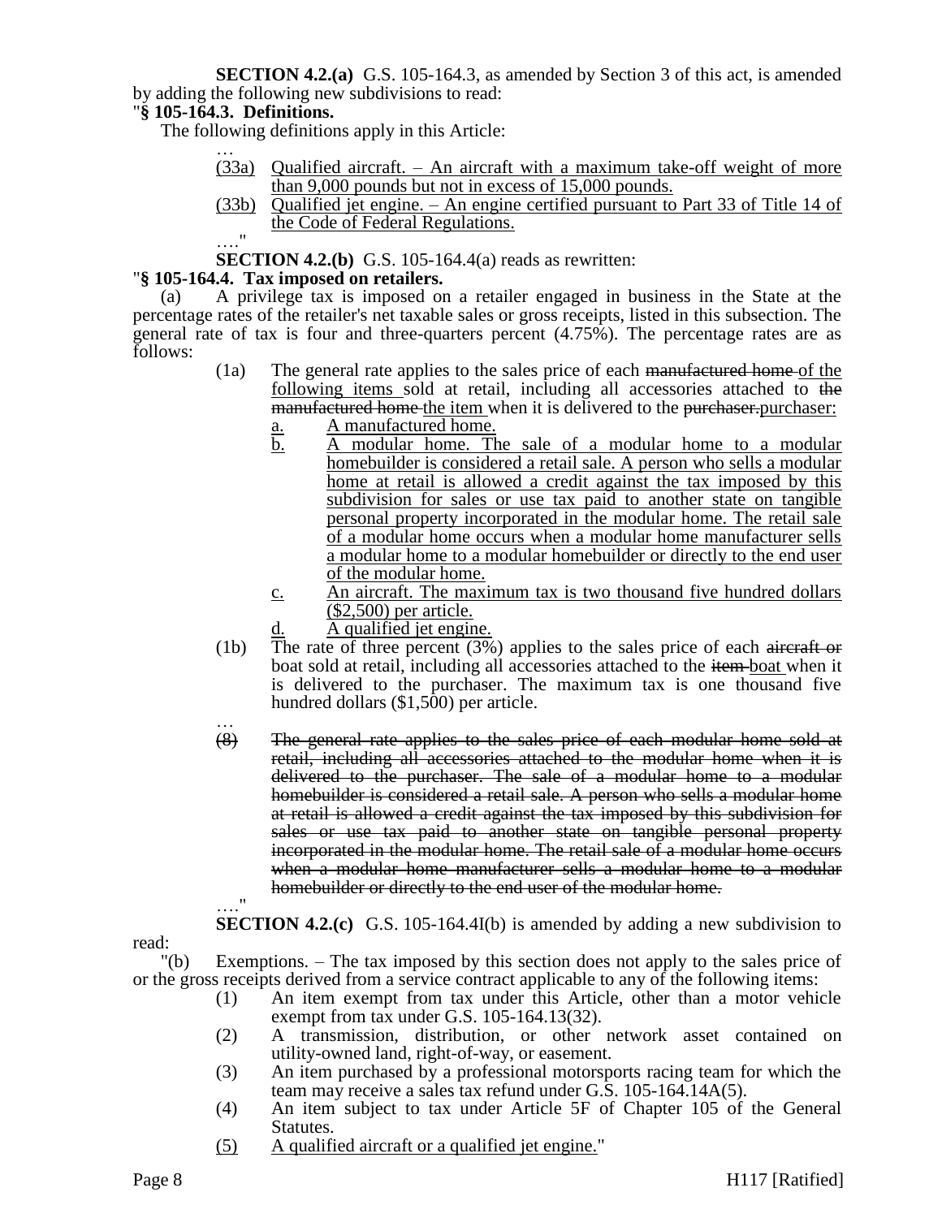**SECTION 4.2.(a)** G.S. 105-164.3, as amended by Section 3 of this act, is amended by adding the following new subdivisions to read:

"**§ 105-164.3. Definitions.**

The following definitions apply in this Article:

…

(33a) Qualified aircraft. – An aircraft with a maximum take-off weight of more than 9,000 pounds but not in excess of 15,000 pounds.

(33b) Qualified jet engine. – An engine certified pursuant to Part 33 of Title 14 of the Code of Federal Regulations.

…."

**SECTION 4.2.(b)** G.S. 105-164.4(a) reads as rewritten:

"**§ 105-164.4. Tax imposed on retailers.**

(a) A privilege tax is imposed on a retailer engaged in business in the State at the percentage rates of the retailer's net taxable sales or gross receipts, listed in this subsection. The general rate of tax is four and three-quarters percent (4.75%). The percentage rates are as follows:

(1a) The general rate applies to the sales price of each ~~manufactured home~~ of the following items sold at retail, including all accessories attached to ~~the manufactured home~~ the item when it is delivered to the ~~purchaser.~~purchaser:

a. A manufactured home.

b. A modular home. The sale of a modular home to a modular homebuilder is considered a retail sale. A person who sells a modular home at retail is allowed a credit against the tax imposed by this subdivision for sales or use tax paid to another state on tangible personal property incorporated in the modular home. The retail sale of a modular home occurs when a modular home manufacturer sells a modular home to a modular homebuilder or directly to the end user of the modular home.

c. An aircraft. The maximum tax is two thousand five hundred dollars ($2,500) per article.

d. A qualified jet engine.

(1b) The rate of three percent (3%) applies to the sales price of each ~~aircraft or~~ boat sold at retail, including all accessories attached to the ~~item~~ boat when it is delivered to the purchaser. The maximum tax is one thousand five hundred dollars ($1,500) per article.

…

~~(8) The general rate applies to the sales price of each modular home sold at retail, including all accessories attached to the modular home when it is delivered to the purchaser. The sale of a modular home to a modular homebuilder is considered a retail sale. A person who sells a modular home at retail is allowed a credit against the tax imposed by this subdivision for sales or use tax paid to another state on tangible personal property incorporated in the modular home. The retail sale of a modular home occurs when a modular home manufacturer sells a modular home to a modular homebuilder or directly to the end user of the modular home.~~

…."

**SECTION 4.2.(c)** G.S. 105-164.4I(b) is amended by adding a new subdivision to read:

"(b) Exemptions. – The tax imposed by this section does not apply to the sales price of or the gross receipts derived from a service contract applicable to any of the following items:

(1) An item exempt from tax under this Article, other than a motor vehicle exempt from tax under G.S. 105-164.13(32).

(2) A transmission, distribution, or other network asset contained on utility-owned land, right-of-way, or easement.

(3) An item purchased by a professional motorsports racing team for which the team may receive a sales tax refund under G.S. 105-164.14A(5).

(4) An item subject to tax under Article 5F of Chapter 105 of the General Statutes.

(5) A qualified aircraft or a qualified jet engine."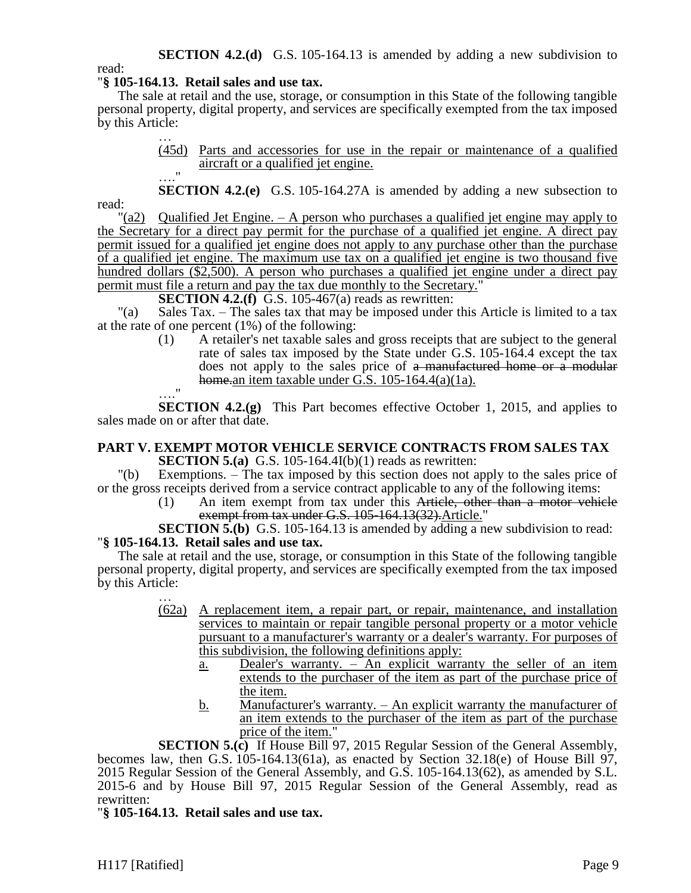**SECTION 4.2.(d)** G.S. 105-164.13 is amended by adding a new subdivision to read:

"**§ 105-164.13. Retail sales and use tax.**

The sale at retail and the use, storage, or consumption in this State of the following tangible personal property, digital property, and services are specifically exempted from the tax imposed by this Article:

…

(45d) Parts and accessories for use in the repair or maintenance of a qualified aircraft or a qualified jet engine.

…."

**SECTION 4.2.(e)** G.S. 105-164.27A is amended by adding a new subsection to read:

"(a2) Qualified Jet Engine. – A person who purchases a qualified jet engine may apply to the Secretary for a direct pay permit for the purchase of a qualified jet engine. A direct pay permit issued for a qualified jet engine does not apply to any purchase other than the purchase of a qualified jet engine. The maximum use tax on a qualified jet engine is two thousand five hundred dollars ($2,500). A person who purchases a qualified jet engine under a direct pay permit must file a return and pay the tax due monthly to the Secretary."

**SECTION 4.2.(f)** G.S. 105-467(a) reads as rewritten:

"(a) Sales Tax. – The sales tax that may be imposed under this Article is limited to a tax at the rate of one percent (1%) of the following:

(1) A retailer's net taxable sales and gross receipts that are subject to the general rate of sales tax imposed by the State under G.S. 105-164.4 except the tax does not apply to the sales price of ~~a manufactured home or a modular home.~~an item taxable under G.S. 105-164.4(a)(1a).

…."

**SECTION 4.2.(g)** This Part becomes effective October 1, 2015, and applies to sales made on or after that date.

## PART V. EXEMPT MOTOR VEHICLE SERVICE CONTRACTS FROM SALES TAX

**SECTION 5.(a)** G.S. 105-164.4I(b)(1) reads as rewritten:

"(b) Exemptions. – The tax imposed by this section does not apply to the sales price of or the gross receipts derived from a service contract applicable to any of the following items:

(1) An item exempt from tax under this ~~Article, other than a motor vehicle exempt from tax under G.S. 105-164.13(32).~~Article."

**SECTION 5.(b)** G.S. 105-164.13 is amended by adding a new subdivision to read:

"**§ 105-164.13. Retail sales and use tax.**

The sale at retail and the use, storage, or consumption in this State of the following tangible personal property, digital property, and services are specifically exempted from the tax imposed by this Article:

…

(62a) A replacement item, a repair part, or repair, maintenance, and installation services to maintain or repair tangible personal property or a motor vehicle pursuant to a manufacturer's warranty or a dealer's warranty. For purposes of this subdivision, the following definitions apply:

a. Dealer's warranty. – An explicit warranty the seller of an item extends to the purchaser of the item as part of the purchase price of the item.

b. Manufacturer's warranty. – An explicit warranty the manufacturer of an item extends to the purchaser of the item as part of the purchase price of the item."

**SECTION 5.(c)** If House Bill 97, 2015 Regular Session of the General Assembly, becomes law, then G.S. 105-164.13(61a), as enacted by Section 32.18(e) of House Bill 97, 2015 Regular Session of the General Assembly, and G.S. 105-164.13(62), as amended by S.L. 2015-6 and by House Bill 97, 2015 Regular Session of the General Assembly, read as rewritten:

"**§ 105-164.13. Retail sales and use tax.**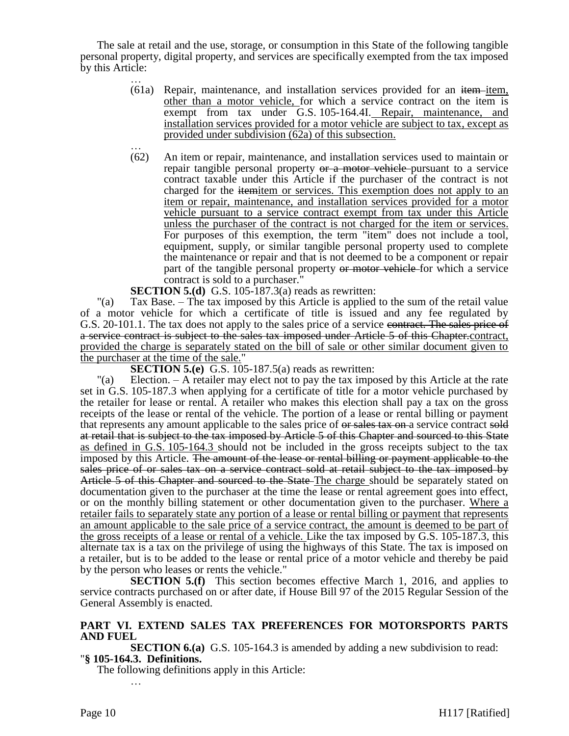The sale at retail and the use, storage, or consumption in this State of the following tangible personal property, digital property, and services are specifically exempted from the tax imposed by this Article:

…

(61a) Repair, maintenance, and installation services provided for an ~~item~~ item, other than a motor vehicle, for which a service contract on the item is exempt from tax under G.S. 105-164.4I. Repair, maintenance, and installation services provided for a motor vehicle are subject to tax, except as provided under subdivision (62a) of this subsection.

…

(62) An item or repair, maintenance, and installation services used to maintain or repair tangible personal property ~~or a motor vehicle~~ pursuant to a service contract taxable under this Article if the purchaser of the contract is not charged for the ~~item~~item or services. This exemption does not apply to an item or repair, maintenance, and installation services provided for a motor vehicle pursuant to a service contract exempt from tax under this Article unless the purchaser of the contract is not charged for the item or services. For purposes of this exemption, the term "item" does not include a tool, equipment, supply, or similar tangible personal property used to complete the maintenance or repair and that is not deemed to be a component or repair part of the tangible personal property ~~or motor vehicle~~ for which a service contract is sold to a purchaser."

**SECTION 5.(d)** G.S. 105-187.3(a) reads as rewritten:

"(a) Tax Base. – The tax imposed by this Article is applied to the sum of the retail value of a motor vehicle for which a certificate of title is issued and any fee regulated by G.S. 20-101.1. The tax does not apply to the sales price of a service ~~contract. The sales price of a service contract is subject to the sales tax imposed under Article 5 of this Chapter.~~contract, provided the charge is separately stated on the bill of sale or other similar document given to the purchaser at the time of the sale."

**SECTION 5.(e)** G.S. 105-187.5(a) reads as rewritten:

"(a) Election. – A retailer may elect not to pay the tax imposed by this Article at the rate set in G.S. 105-187.3 when applying for a certificate of title for a motor vehicle purchased by the retailer for lease or rental. A retailer who makes this election shall pay a tax on the gross receipts of the lease or rental of the vehicle. The portion of a lease or rental billing or payment that represents any amount applicable to the sales price of ~~or sales tax on~~ a service contract ~~sold at retail that is subject to the tax imposed by Article 5 of this Chapter and sourced to this State~~ as defined in G.S. 105-164.3 should not be included in the gross receipts subject to the tax imposed by this Article. ~~The amount of the lease or rental billing or payment applicable to the sales price of or sales tax on a service contract sold at retail subject to the tax imposed by Article 5 of this Chapter and sourced to the State~~ The charge should be separately stated on documentation given to the purchaser at the time the lease or rental agreement goes into effect, or on the monthly billing statement or other documentation given to the purchaser. Where a retailer fails to separately state any portion of a lease or rental billing or payment that represents an amount applicable to the sale price of a service contract, the amount is deemed to be part of the gross receipts of a lease or rental of a vehicle. Like the tax imposed by G.S. 105-187.3, this alternate tax is a tax on the privilege of using the highways of this State. The tax is imposed on a retailer, but is to be added to the lease or rental price of a motor vehicle and thereby be paid by the person who leases or rents the vehicle."

**SECTION 5.(f)** This section becomes effective March 1, 2016, and applies to service contracts purchased on or after date, if House Bill 97 of the 2015 Regular Session of the General Assembly is enacted.

## PART VI. EXTEND SALES TAX PREFERENCES FOR MOTORSPORTS PARTS AND FUEL

**SECTION 6.(a)** G.S. 105-164.3 is amended by adding a new subdivision to read:

"**§ 105-164.3. Definitions.**

The following definitions apply in this Article:

…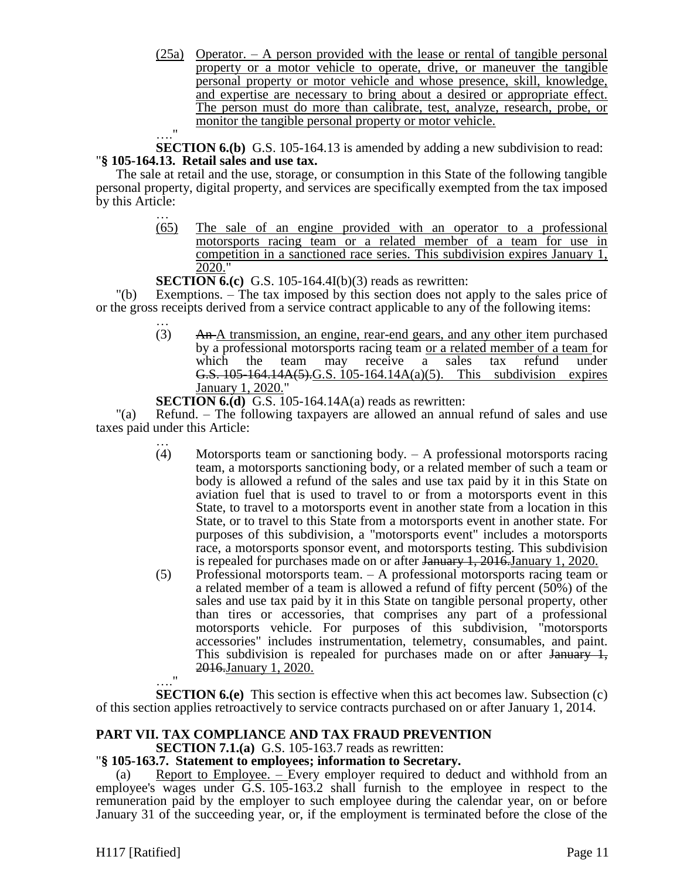(25a) Operator. – A person provided with the lease or rental of tangible personal property or a motor vehicle to operate, drive, or maneuver the tangible personal property or motor vehicle and whose presence, skill, knowledge, and expertise are necessary to bring about a desired or appropriate effect. The person must do more than calibrate, test, analyze, research, probe, or monitor the tangible personal property or motor vehicle.

…."

**SECTION 6.(b)** G.S. 105-164.13 is amended by adding a new subdivision to read:

"**§ 105-164.13. Retail sales and use tax.**

The sale at retail and the use, storage, or consumption in this State of the following tangible personal property, digital property, and services are specifically exempted from the tax imposed by this Article:

…

(65) The sale of an engine provided with an operator to a professional motorsports racing team or a related member of a team for use in competition in a sanctioned race series. This subdivision expires January 1, 2020."

**SECTION 6.(c)** G.S. 105-164.4I(b)(3) reads as rewritten:

"(b) Exemptions. – The tax imposed by this section does not apply to the sales price of or the gross receipts derived from a service contract applicable to any of the following items:

…

(3) ~~An~~ A transmission, an engine, rear-end gears, and any other item purchased by a professional motorsports racing team or a related member of a team for which the team may receive a sales tax refund under ~~G.S. 105-164.14A(5).~~G.S. 105-164.14A(a)(5). This subdivision expires January 1, 2020."

**SECTION 6.(d)** G.S. 105-164.14A(a) reads as rewritten:

"(a) Refund. – The following taxpayers are allowed an annual refund of sales and use taxes paid under this Article:

…

(4) Motorsports team or sanctioning body. – A professional motorsports racing team, a motorsports sanctioning body, or a related member of such a team or body is allowed a refund of the sales and use tax paid by it in this State on aviation fuel that is used to travel to or from a motorsports event in this State, to travel to a motorsports event in another state from a location in this State, or to travel to this State from a motorsports event in another state. For purposes of this subdivision, a "motorsports event" includes a motorsports race, a motorsports sponsor event, and motorsports testing. This subdivision is repealed for purchases made on or after ~~January 1, 2016.~~January 1, 2020.

(5) Professional motorsports team. – A professional motorsports racing team or a related member of a team is allowed a refund of fifty percent (50%) of the sales and use tax paid by it in this State on tangible personal property, other than tires or accessories, that comprises any part of a professional motorsports vehicle. For purposes of this subdivision, "motorsports accessories" includes instrumentation, telemetry, consumables, and paint. This subdivision is repealed for purchases made on or after ~~January 1, 2016.~~January 1, 2020.

…."

**SECTION 6.(e)** This section is effective when this act becomes law. Subsection (c) of this section applies retroactively to service contracts purchased on or after January 1, 2014.

## PART VII. TAX COMPLIANCE AND TAX FRAUD PREVENTION

**SECTION 7.1.(a)** G.S. 105-163.7 reads as rewritten:

"**§ 105-163.7. Statement to employees; information to Secretary.**

(a) Report to Employee. – Every employer required to deduct and withhold from an employee's wages under G.S. 105-163.2 shall furnish to the employee in respect to the remuneration paid by the employer to such employee during the calendar year, on or before January 31 of the succeeding year, or, if the employment is terminated before the close of the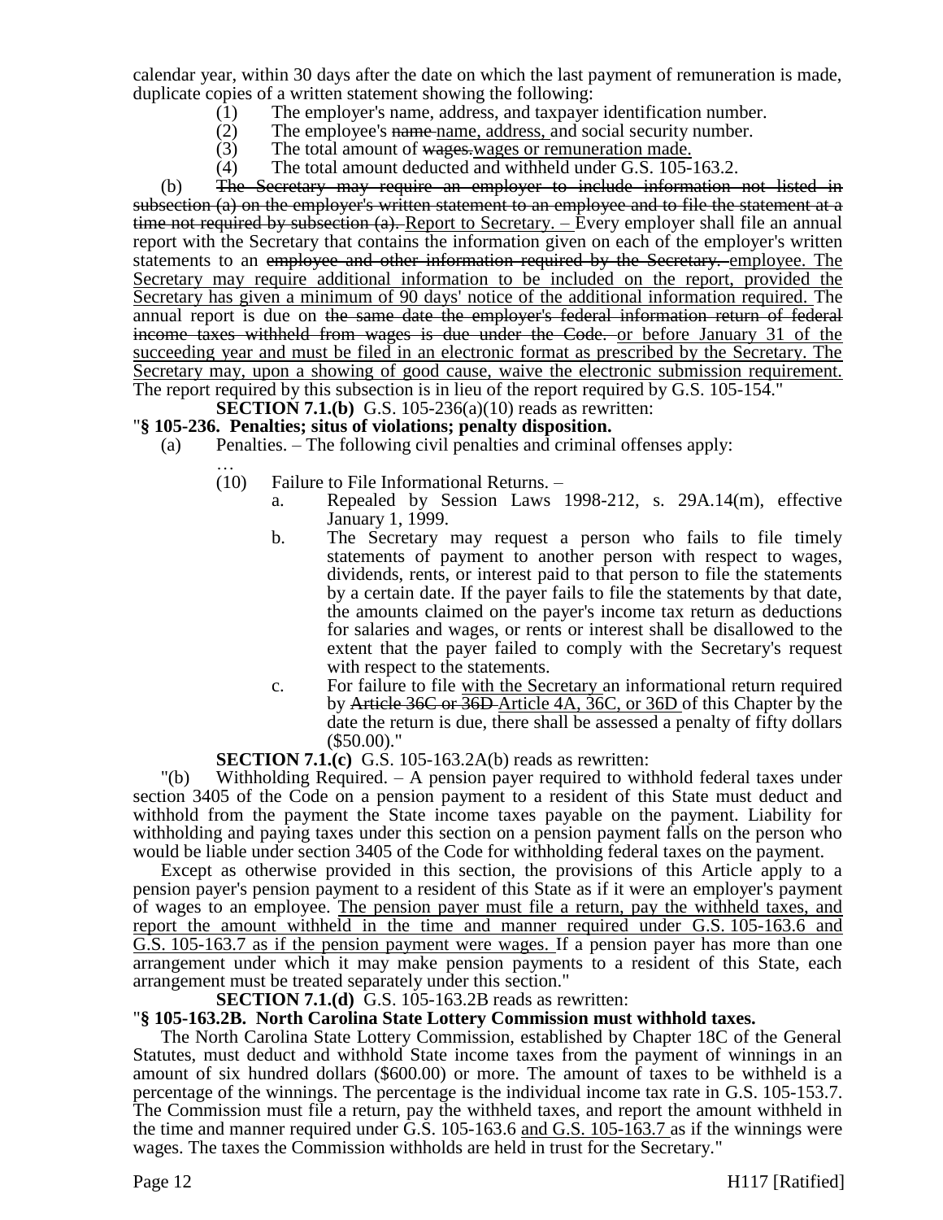calendar year, within 30 days after the date on which the last payment of remuneration is made, duplicate copies of a written statement showing the following:

(1) The employer's name, address, and taxpayer identification number.
(2) The employee's ~~name~~ name, address, and social security number.
(3) The total amount of ~~wages.~~ wages or remuneration made.
(4) The total amount deducted and withheld under G.S. 105-163.2.

(b) ~~The Secretary may require an employer to include information not listed in subsection (a) on the employer's written statement to an employee and to file the statement at a time not required by subsection (a).~~ Report to Secretary. – Every employer shall file an annual report with the Secretary that contains the information given on each of the employer's written statements to an ~~employee and other information required by the Secretary.~~ employee. The Secretary may require additional information to be included on the report, provided the Secretary has given a minimum of 90 days' notice of the additional information required. The annual report is due on ~~the same date the employer's federal information return of federal income taxes withheld from wages is due under the Code.~~ or before January 31 of the succeeding year and must be filed in an electronic format as prescribed by the Secretary. The Secretary may, upon a showing of good cause, waive the electronic submission requirement. The report required by this subsection is in lieu of the report required by G.S. 105-154."

**SECTION 7.1.(b)** G.S. 105-236(a)(10) reads as rewritten:

"**§ 105-236. Penalties; situs of violations; penalty disposition.**

(a) Penalties. – The following civil penalties and criminal offenses apply:

…

(10) Failure to File Informational Returns. –

a. Repealed by Session Laws 1998-212, s. 29A.14(m), effective January 1, 1999.

b. The Secretary may request a person who fails to file timely statements of payment to another person with respect to wages, dividends, rents, or interest paid to that person to file the statements by a certain date. If the payer fails to file the statements by that date, the amounts claimed on the payer's income tax return as deductions for salaries and wages, or rents or interest shall be disallowed to the extent that the payer failed to comply with the Secretary's request with respect to the statements.

c. For failure to file with the Secretary an informational return required by ~~Article 36C or 36D~~ Article 4A, 36C, or 36D of this Chapter by the date the return is due, there shall be assessed a penalty of fifty dollars ($50.00)."

**SECTION 7.1.(c)** G.S. 105-163.2A(b) reads as rewritten:

"(b) Withholding Required. – A pension payer required to withhold federal taxes under section 3405 of the Code on a pension payment to a resident of this State must deduct and withhold from the payment the State income taxes payable on the payment. Liability for withholding and paying taxes under this section on a pension payment falls on the person who would be liable under section 3405 of the Code for withholding federal taxes on the payment.

Except as otherwise provided in this section, the provisions of this Article apply to a pension payer's pension payment to a resident of this State as if it were an employer's payment of wages to an employee. The pension payer must file a return, pay the withheld taxes, and report the amount withheld in the time and manner required under G.S. 105-163.6 and G.S. 105-163.7 as if the pension payment were wages. If a pension payer has more than one arrangement under which it may make pension payments to a resident of this State, each arrangement must be treated separately under this section."

**SECTION 7.1.(d)** G.S. 105-163.2B reads as rewritten:

"**§ 105-163.2B. North Carolina State Lottery Commission must withhold taxes.**

The North Carolina State Lottery Commission, established by Chapter 18C of the General Statutes, must deduct and withhold State income taxes from the payment of winnings in an amount of six hundred dollars ($600.00) or more. The amount of taxes to be withheld is a percentage of the winnings. The percentage is the individual income tax rate in G.S. 105-153.7. The Commission must file a return, pay the withheld taxes, and report the amount withheld in the time and manner required under G.S. 105-163.6 and G.S. 105-163.7 as if the winnings were wages. The taxes the Commission withholds are held in trust for the Secretary."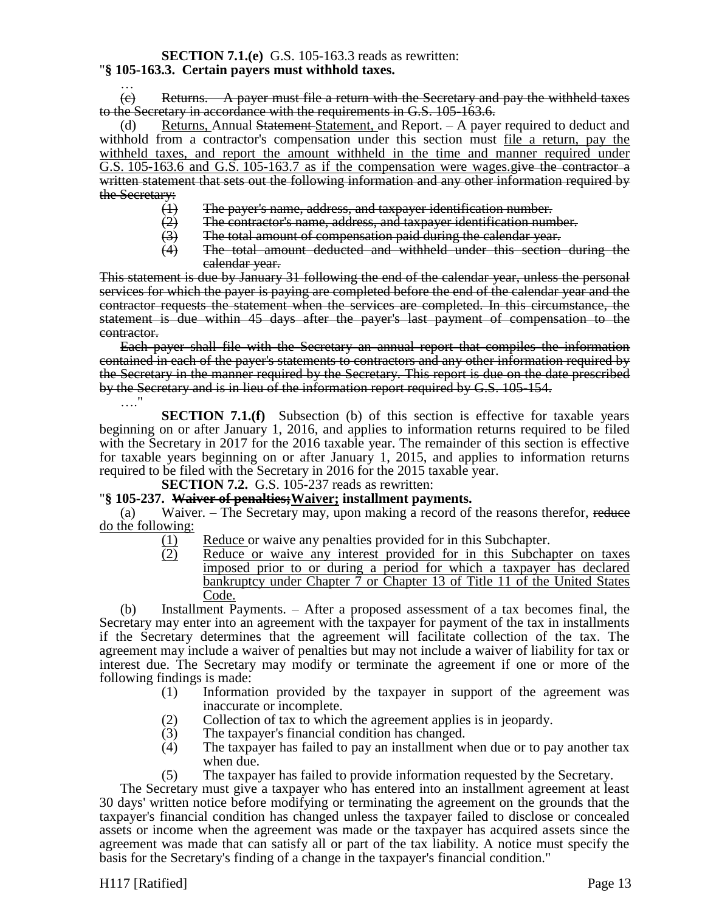**SECTION 7.1.(e)** G.S. 105-163.3 reads as rewritten:

"**§ 105-163.3. Certain payers must withhold taxes.**

…

~~(c) Returns. – A payer must file a return with the Secretary and pay the withheld taxes to the Secretary in accordance with the requirements in G.S. 105-163.6.~~

(d) Returns, Annual ~~Statement~~ Statement, and Report. – A payer required to deduct and withhold from a contractor's compensation under this section must file a return, pay the withheld taxes, and report the amount withheld in the time and manner required under G.S. 105-163.6 and G.S. 105-163.7 as if the compensation were wages.~~give the contractor a written statement that sets out the following information and any other information required by the Secretary:~~

~~(1) The payer's name, address, and taxpayer identification number.~~

~~(2) The contractor's name, address, and taxpayer identification number.~~

~~(3) The total amount of compensation paid during the calendar year.~~

~~(4) The total amount deducted and withheld under this section during the calendar year.~~

~~This statement is due by January 31 following the end of the calendar year, unless the personal services for which the payer is paying are completed before the end of the calendar year and the contractor requests the statement when the services are completed. In this circumstance, the statement is due within 45 days after the payer's last payment of compensation to the contractor.~~

~~Each payer shall file with the Secretary an annual report that compiles the information contained in each of the payer's statements to contractors and any other information required by the Secretary in the manner required by the Secretary. This report is due on the date prescribed by the Secretary and is in lieu of the information report required by G.S. 105-154.~~

…."

**SECTION 7.1.(f)** Subsection (b) of this section is effective for taxable years beginning on or after January 1, 2016, and applies to information returns required to be filed with the Secretary in 2017 for the 2016 taxable year. The remainder of this section is effective for taxable years beginning on or after January 1, 2015, and applies to information returns required to be filed with the Secretary in 2016 for the 2015 taxable year.

**SECTION 7.2.** G.S. 105-237 reads as rewritten:

"**§ 105-237. ~~Waiver of penalties;~~Waiver; installment payments.**

(a) Waiver. – The Secretary may, upon making a record of the reasons therefor, ~~reduce~~ do the following:

(1) Reduce or waive any penalties provided for in this Subchapter.

(2) Reduce or waive any interest provided for in this Subchapter on taxes imposed prior to or during a period for which a taxpayer has declared bankruptcy under Chapter 7 or Chapter 13 of Title 11 of the United States Code.

(b) Installment Payments. – After a proposed assessment of a tax becomes final, the Secretary may enter into an agreement with the taxpayer for payment of the tax in installments if the Secretary determines that the agreement will facilitate collection of the tax. The agreement may include a waiver of penalties but may not include a waiver of liability for tax or interest due. The Secretary may modify or terminate the agreement if one or more of the following findings is made:

(1) Information provided by the taxpayer in support of the agreement was inaccurate or incomplete.

(2) Collection of tax to which the agreement applies is in jeopardy.

(3) The taxpayer's financial condition has changed.

(4) The taxpayer has failed to pay an installment when due or to pay another tax when due.

(5) The taxpayer has failed to provide information requested by the Secretary.

The Secretary must give a taxpayer who has entered into an installment agreement at least 30 days' written notice before modifying or terminating the agreement on the grounds that the taxpayer's financial condition has changed unless the taxpayer failed to disclose or concealed assets or income when the agreement was made or the taxpayer has acquired assets since the agreement was made that can satisfy all or part of the tax liability. A notice must specify the basis for the Secretary's finding of a change in the taxpayer's financial condition."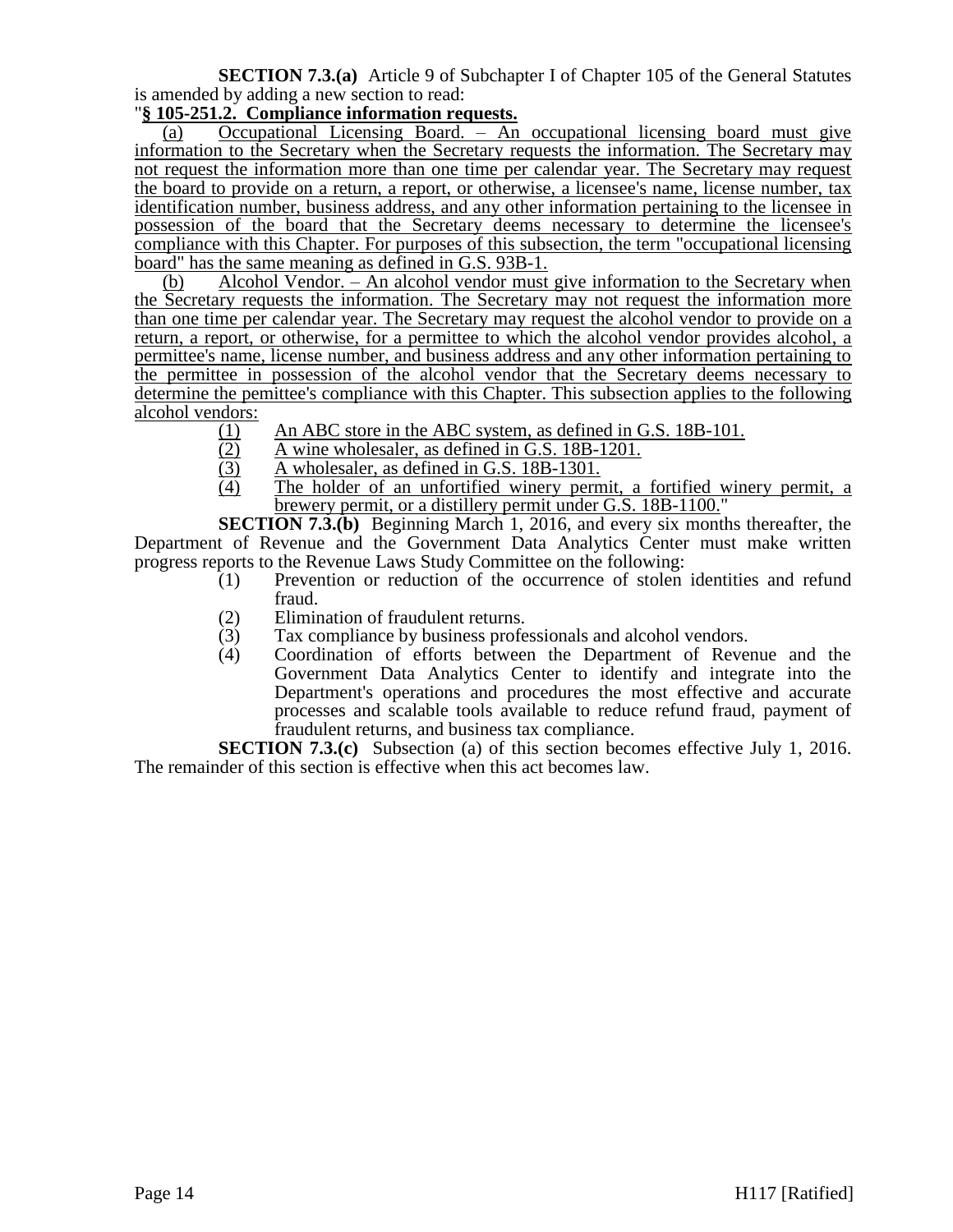**SECTION 7.3.(a)** Article 9 of Subchapter I of Chapter 105 of the General Statutes is amended by adding a new section to read:

"**§ 105-251.2. Compliance information requests.**

(a) Occupational Licensing Board. – An occupational licensing board must give information to the Secretary when the Secretary requests the information. The Secretary may not request the information more than one time per calendar year. The Secretary may request the board to provide on a return, a report, or otherwise, a licensee's name, license number, tax identification number, business address, and any other information pertaining to the licensee in possession of the board that the Secretary deems necessary to determine the licensee's compliance with this Chapter. For purposes of this subsection, the term "occupational licensing board" has the same meaning as defined in G.S. 93B-1.

(b) Alcohol Vendor. – An alcohol vendor must give information to the Secretary when the Secretary requests the information. The Secretary may not request the information more than one time per calendar year. The Secretary may request the alcohol vendor to provide on a return, a report, or otherwise, for a permittee to which the alcohol vendor provides alcohol, a permittee's name, license number, and business address and any other information pertaining to the permittee in possession of the alcohol vendor that the Secretary deems necessary to determine the pemittee's compliance with this Chapter. This subsection applies to the following alcohol vendors:

(1) An ABC store in the ABC system, as defined in G.S. 18B-101.

(2) A wine wholesaler, as defined in G.S. 18B-1201.

(3) A wholesaler, as defined in G.S. 18B-1301.

(4) The holder of an unfortified winery permit, a fortified winery permit, a brewery permit, or a distillery permit under G.S. 18B-1100."

**SECTION 7.3.(b)** Beginning March 1, 2016, and every six months thereafter, the Department of Revenue and the Government Data Analytics Center must make written progress reports to the Revenue Laws Study Committee on the following:

(1) Prevention or reduction of the occurrence of stolen identities and refund fraud.

(2) Elimination of fraudulent returns.

(3) Tax compliance by business professionals and alcohol vendors.

(4) Coordination of efforts between the Department of Revenue and the Government Data Analytics Center to identify and integrate into the Department's operations and procedures the most effective and accurate processes and scalable tools available to reduce refund fraud, payment of fraudulent returns, and business tax compliance.

**SECTION 7.3.(c)** Subsection (a) of this section becomes effective July 1, 2016. The remainder of this section is effective when this act becomes law.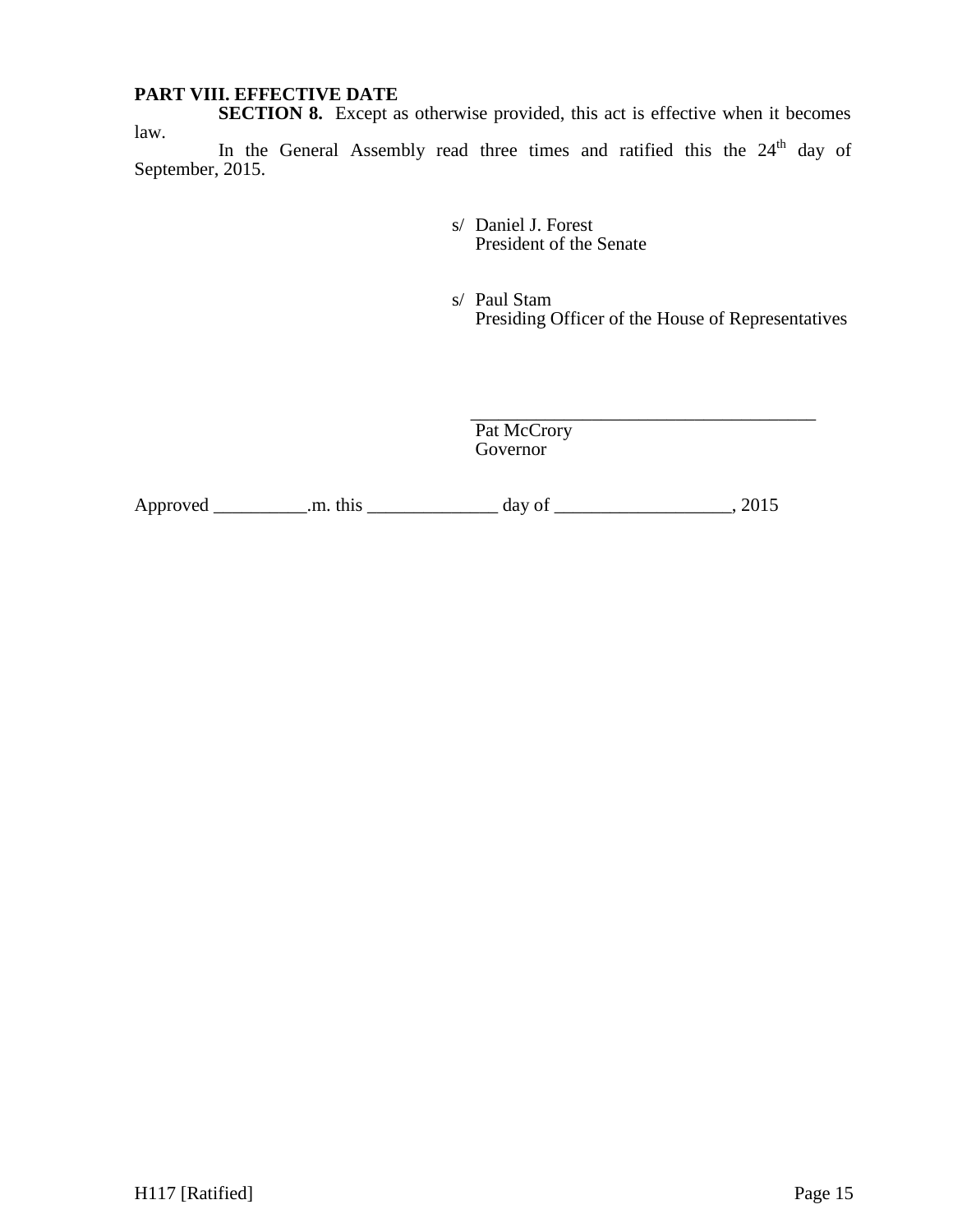**PART VIII. EFFECTIVE DATE**

**SECTION 8.** Except as otherwise provided, this act is effective when it becomes law.

In the General Assembly read three times and ratified this the 24th day of September, 2015.

s/ Daniel J. Forest
President of the Senate

s/ Paul Stam
Presiding Officer of the House of Representatives

_____________________________________
Pat McCrory
Governor

Approved __________.m. this ______________ day of ___________________, 2015